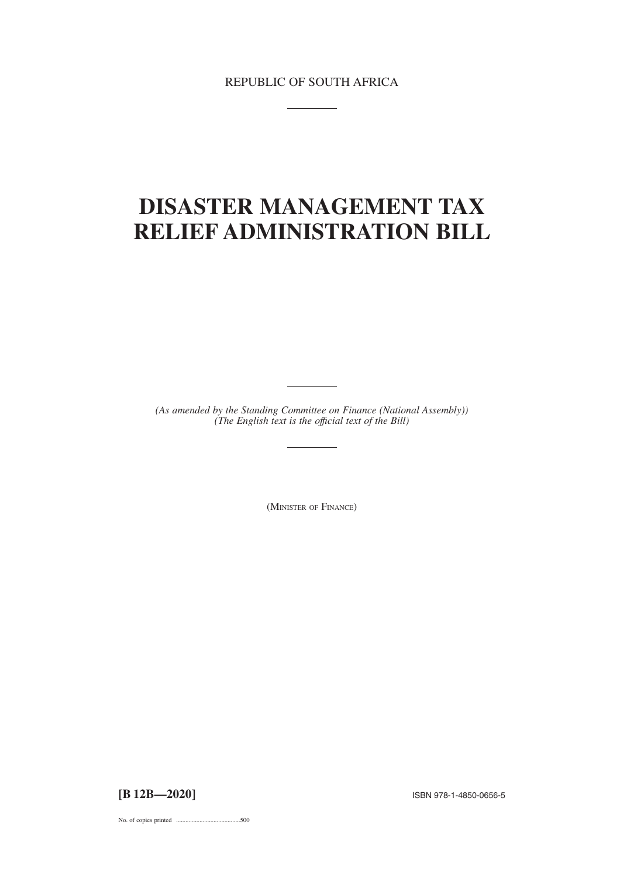REPUBLIC OF SOUTH AFRICA

---

# DISASTER MANAGEMENT TAX RELIEF ADMINISTRATION BILL

---

*(As amended by the Standing Committee on Finance (National Assembly))*
*(The English text is the official text of the Bill)*

---

(MINISTER OF FINANCE)

**[B 12B—2020]** ISBN 978-1-4850-0656-5

No. of copies printed ........................................500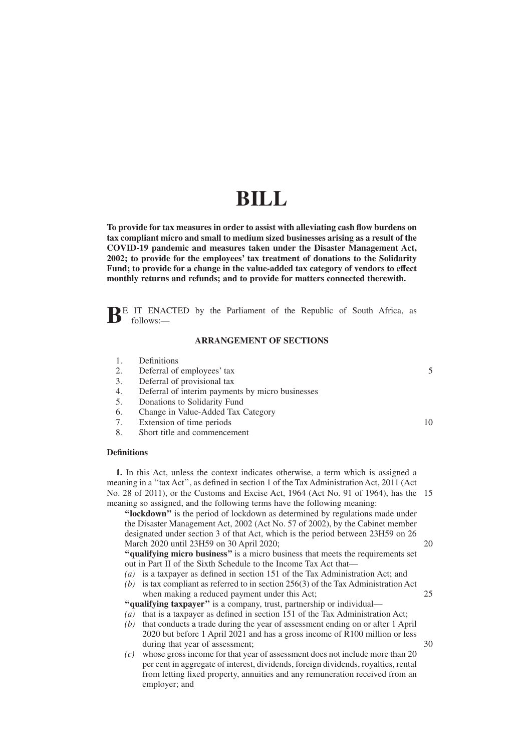# BILL

**To provide for tax measures in order to assist with alleviating cash flow burdens on tax compliant micro and small to medium sized businesses arising as a result of the COVID-19 pandemic and measures taken under the Disaster Management Act, 2002; to provide for the employees' tax treatment of donations to the Solidarity Fund; to provide for a change in the value-added tax category of vendors to effect monthly returns and refunds; and to provide for matters connected therewith.**

**B**E IT ENACTED by the Parliament of the Republic of South Africa, as follows:—

## ARRANGEMENT OF SECTIONS

1. Definitions
2. Deferral of employees' tax
3. Deferral of provisional tax
4. Deferral of interim payments by micro businesses
5. Donations to Solidarity Fund
6. Change in Value-Added Tax Category
7. Extension of time periods
8. Short title and commencement

### Definitions

**1.** In this Act, unless the context indicates otherwise, a term which is assigned a meaning in a ''tax Act'', as defined in section 1 of the Tax Administration Act, 2011 (Act No. 28 of 2011), or the Customs and Excise Act, 1964 (Act No. 91 of 1964), has the meaning so assigned, and the following terms have the following meaning:

**''lockdown''** is the period of lockdown as determined by regulations made under the Disaster Management Act, 2002 (Act No. 57 of 2002), by the Cabinet member designated under section 3 of that Act, which is the period between 23H59 on 26 March 2020 until 23H59 on 30 April 2020;

**''qualifying micro business''** is a micro business that meets the requirements set out in Part II of the Sixth Schedule to the Income Tax Act that—

*(a)* is a taxpayer as defined in section 151 of the Tax Administration Act; and
*(b)* is tax compliant as referred to in section 256(3) of the Tax Administration Act when making a reduced payment under this Act;

**''qualifying taxpayer''** is a company, trust, partnership or individual—

*(a)* that is a taxpayer as defined in section 151 of the Tax Administration Act;
*(b)* that conducts a trade during the year of assessment ending on or after 1 April 2020 but before 1 April 2021 and has a gross income of R100 million or less during that year of assessment;
*(c)* whose gross income for that year of assessment does not include more than 20 per cent in aggregate of interest, dividends, foreign dividends, royalties, rental from letting fixed property, annuities and any remuneration received from an employer; and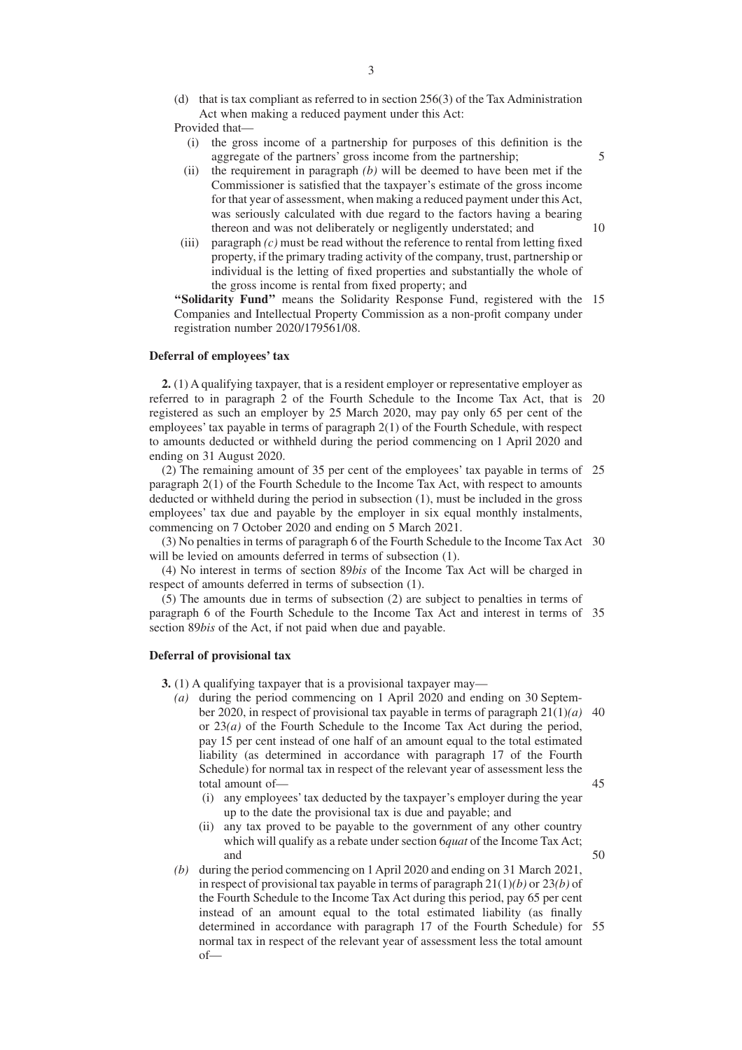(d) that is tax compliant as referred to in section 256(3) of the Tax Administration Act when making a reduced payment under this Act:

Provided that—

(i) the gross income of a partnership for purposes of this definition is the aggregate of the partners' gross income from the partnership;

(ii) the requirement in paragraph *(b)* will be deemed to have been met if the Commissioner is satisfied that the taxpayer's estimate of the gross income for that year of assessment, when making a reduced payment under this Act, was seriously calculated with due regard to the factors having a bearing thereon and was not deliberately or negligently understated; and

(iii) paragraph *(c)* must be read without the reference to rental from letting fixed property, if the primary trading activity of the company, trust, partnership or individual is the letting of fixed properties and substantially the whole of the gross income is rental from fixed property; and

**''Solidarity Fund''** means the Solidarity Response Fund, registered with the Companies and Intellectual Property Commission as a non-profit company under registration number 2020/179561/08.

### Deferral of employees' tax

**2.** (1) A qualifying taxpayer, that is a resident employer or representative employer as referred to in paragraph 2 of the Fourth Schedule to the Income Tax Act, that is registered as such an employer by 25 March 2020, may pay only 65 per cent of the employees' tax payable in terms of paragraph 2(1) of the Fourth Schedule, with respect to amounts deducted or withheld during the period commencing on 1 April 2020 and ending on 31 August 2020.

(2) The remaining amount of 35 per cent of the employees' tax payable in terms of paragraph 2(1) of the Fourth Schedule to the Income Tax Act, with respect to amounts deducted or withheld during the period in subsection (1), must be included in the gross employees' tax due and payable by the employer in six equal monthly instalments, commencing on 7 October 2020 and ending on 5 March 2021.

(3) No penalties in terms of paragraph 6 of the Fourth Schedule to the Income Tax Act will be levied on amounts deferred in terms of subsection (1).

(4) No interest in terms of section 89*bis* of the Income Tax Act will be charged in respect of amounts deferred in terms of subsection (1).

(5) The amounts due in terms of subsection (2) are subject to penalties in terms of paragraph 6 of the Fourth Schedule to the Income Tax Act and interest in terms of section 89*bis* of the Act, if not paid when due and payable.

### Deferral of provisional tax

**3.** (1) A qualifying taxpayer that is a provisional taxpayer may—

*(a)* during the period commencing on 1 April 2020 and ending on 30 September 2020, in respect of provisional tax payable in terms of paragraph 21(1)*(a)* or 23*(a)* of the Fourth Schedule to the Income Tax Act during the period, pay 15 per cent instead of one half of an amount equal to the total estimated liability (as determined in accordance with paragraph 17 of the Fourth Schedule) for normal tax in respect of the relevant year of assessment less the total amount of—

(i) any employees' tax deducted by the taxpayer's employer during the year up to the date the provisional tax is due and payable; and

(ii) any tax proved to be payable to the government of any other country which will qualify as a rebate under section 6*quat* of the Income Tax Act; and

*(b)* during the period commencing on 1 April 2020 and ending on 31 March 2021, in respect of provisional tax payable in terms of paragraph 21(1)*(b)* or 23*(b)* of the Fourth Schedule to the Income Tax Act during this period, pay 65 per cent instead of an amount equal to the total estimated liability (as finally determined in accordance with paragraph 17 of the Fourth Schedule) for normal tax in respect of the relevant year of assessment less the total amount of—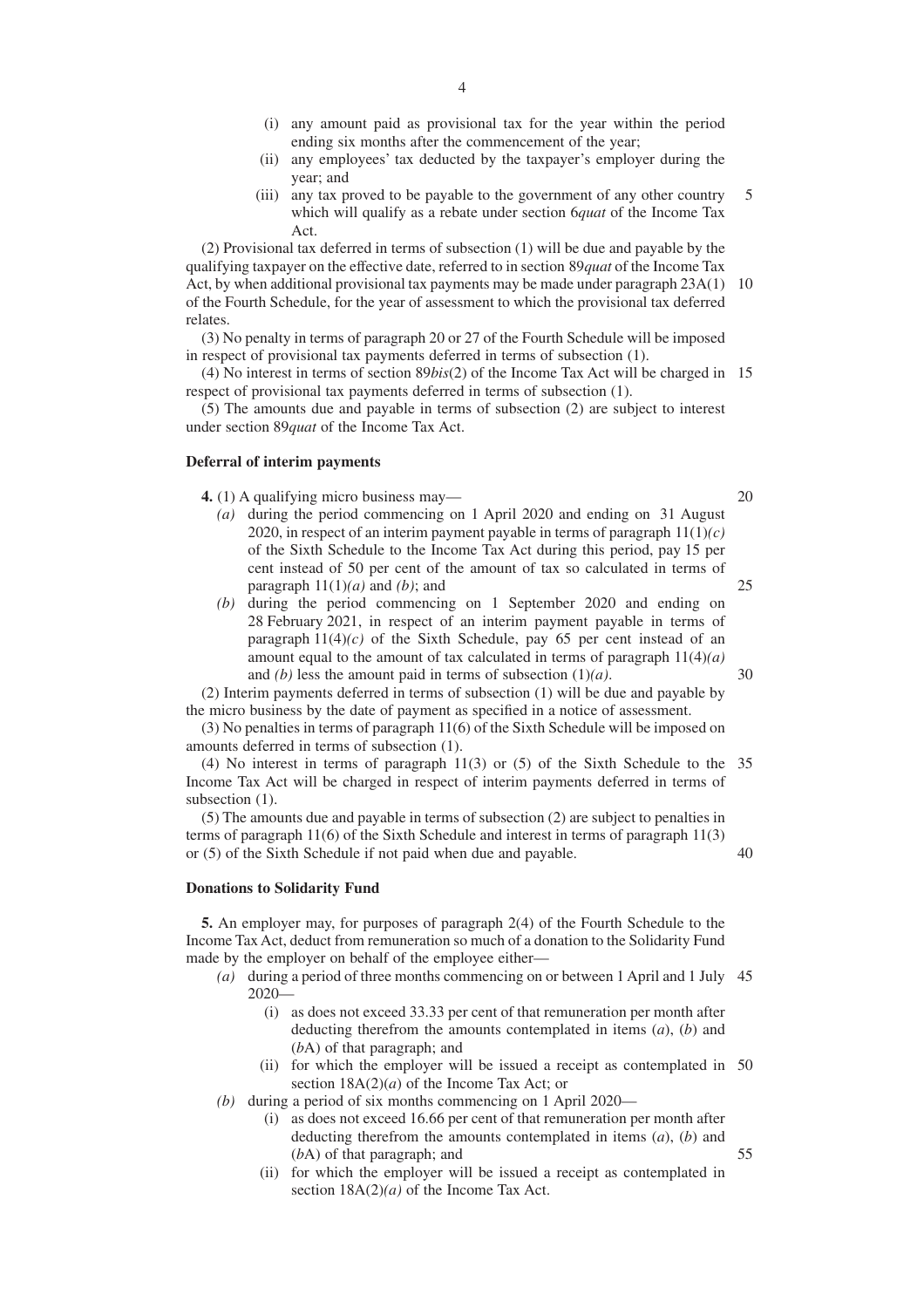(i) any amount paid as provisional tax for the year within the period ending six months after the commencement of the year;

(ii) any employees' tax deducted by the taxpayer's employer during the year; and

(iii) any tax proved to be payable to the government of any other country which will qualify as a rebate under section 6*quat* of the Income Tax Act.

(2) Provisional tax deferred in terms of subsection (1) will be due and payable by the qualifying taxpayer on the effective date, referred to in section 89*quat* of the Income Tax Act, by when additional provisional tax payments may be made under paragraph 23A(1) of the Fourth Schedule, for the year of assessment to which the provisional tax deferred relates.

(3) No penalty in terms of paragraph 20 or 27 of the Fourth Schedule will be imposed in respect of provisional tax payments deferred in terms of subsection (1).

(4) No interest in terms of section 89*bis*(2) of the Income Tax Act will be charged in respect of provisional tax payments deferred in terms of subsection (1).

(5) The amounts due and payable in terms of subsection (2) are subject to interest under section 89*quat* of the Income Tax Act.

**Deferral of interim payments**

**4.** (1) A qualifying micro business may—

*(a)* during the period commencing on 1 April 2020 and ending on 31 August 2020, in respect of an interim payment payable in terms of paragraph 11(1)*(c)* of the Sixth Schedule to the Income Tax Act during this period, pay 15 per cent instead of 50 per cent of the amount of tax so calculated in terms of paragraph 11(1)*(a)* and *(b)*; and

*(b)* during the period commencing on 1 September 2020 and ending on 28 February 2021, in respect of an interim payment payable in terms of paragraph 11(4)*(c)* of the Sixth Schedule, pay 65 per cent instead of an amount equal to the amount of tax calculated in terms of paragraph 11(4)*(a)* and *(b)* less the amount paid in terms of subsection (1)*(a)*.

(2) Interim payments deferred in terms of subsection (1) will be due and payable by the micro business by the date of payment as specified in a notice of assessment.

(3) No penalties in terms of paragraph 11(6) of the Sixth Schedule will be imposed on amounts deferred in terms of subsection (1).

(4) No interest in terms of paragraph 11(3) or (5) of the Sixth Schedule to the Income Tax Act will be charged in respect of interim payments deferred in terms of subsection (1).

(5) The amounts due and payable in terms of subsection (2) are subject to penalties in terms of paragraph 11(6) of the Sixth Schedule and interest in terms of paragraph 11(3) or (5) of the Sixth Schedule if not paid when due and payable.

**Donations to Solidarity Fund**

**5.** An employer may, for purposes of paragraph 2(4) of the Fourth Schedule to the Income Tax Act, deduct from remuneration so much of a donation to the Solidarity Fund made by the employer on behalf of the employee either—

*(a)* during a period of three months commencing on or between 1 April and 1 July 2020—

(i) as does not exceed 33.33 per cent of that remuneration per month after deducting therefrom the amounts contemplated in items (*a*), (*b*) and (*b*A) of that paragraph; and

(ii) for which the employer will be issued a receipt as contemplated in section 18A(2)(*a*) of the Income Tax Act; or

*(b)* during a period of six months commencing on 1 April 2020—

(i) as does not exceed 16.66 per cent of that remuneration per month after deducting therefrom the amounts contemplated in items (*a*), (*b*) and (*b*A) of that paragraph; and

(ii) for which the employer will be issued a receipt as contemplated in section 18A(2)*(a)* of the Income Tax Act.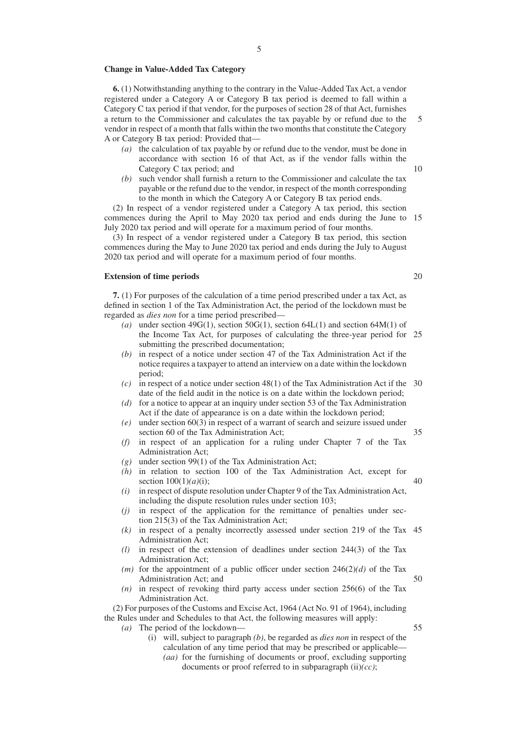**Change in Value-Added Tax Category**

**6.** (1) Notwithstanding anything to the contrary in the Value-Added Tax Act, a vendor registered under a Category A or Category B tax period is deemed to fall within a Category C tax period if that vendor, for the purposes of section 28 of that Act, furnishes a return to the Commissioner and calculates the tax payable by or refund due to the vendor in respect of a month that falls within the two months that constitute the Category A or Category B tax period: Provided that—

- *(a)* the calculation of tax payable by or refund due to the vendor, must be done in accordance with section 16 of that Act, as if the vendor falls within the Category C tax period; and
- *(b)* such vendor shall furnish a return to the Commissioner and calculate the tax payable or the refund due to the vendor, in respect of the month corresponding to the month in which the Category A or Category B tax period ends.

(2) In respect of a vendor registered under a Category A tax period, this section commences during the April to May 2020 tax period and ends during the June to July 2020 tax period and will operate for a maximum period of four months.

(3) In respect of a vendor registered under a Category B tax period, this section commences during the May to June 2020 tax period and ends during the July to August 2020 tax period and will operate for a maximum period of four months.

**Extension of time periods**

**7.** (1) For purposes of the calculation of a time period prescribed under a tax Act, as defined in section 1 of the Tax Administration Act, the period of the lockdown must be regarded as *dies non* for a time period prescribed—

- *(a)* under section 49G(1), section 50G(1), section 64L(1) and section 64M(1) of the Income Tax Act, for purposes of calculating the three-year period for submitting the prescribed documentation;
- *(b)* in respect of a notice under section 47 of the Tax Administration Act if the notice requires a taxpayer to attend an interview on a date within the lockdown period;
- *(c)* in respect of a notice under section 48(1) of the Tax Administration Act if the date of the field audit in the notice is on a date within the lockdown period;
- *(d)* for a notice to appear at an inquiry under section 53 of the Tax Administration Act if the date of appearance is on a date within the lockdown period;
- *(e)* under section 60(3) in respect of a warrant of search and seizure issued under section 60 of the Tax Administration Act;
- *(f)* in respect of an application for a ruling under Chapter 7 of the Tax Administration Act;
- *(g)* under section 99(1) of the Tax Administration Act;
- *(h)* in relation to section 100 of the Tax Administration Act, except for section 100(1)*(a)*(i);
- *(i)* in respect of dispute resolution under Chapter 9 of the Tax Administration Act, including the dispute resolution rules under section 103;
- *(j)* in respect of the application for the remittance of penalties under section 215(3) of the Tax Administration Act;
- *(k)* in respect of a penalty incorrectly assessed under section 219 of the Tax Administration Act;
- *(l)* in respect of the extension of deadlines under section 244(3) of the Tax Administration Act;
- *(m)* for the appointment of a public officer under section 246(2)*(d)* of the Tax Administration Act; and
- *(n)* in respect of revoking third party access under section 256(6) of the Tax Administration Act.

(2) For purposes of the Customs and Excise Act, 1964 (Act No. 91 of 1964), including the Rules under and Schedules to that Act, the following measures will apply:

- *(a)* The period of the lockdown—
  - (i) will, subject to paragraph *(b)*, be regarded as *dies non* in respect of the calculation of any time period that may be prescribed or applicable—
    - *(aa)* for the furnishing of documents or proof, excluding supporting documents or proof referred to in subparagraph (ii)*(cc)*;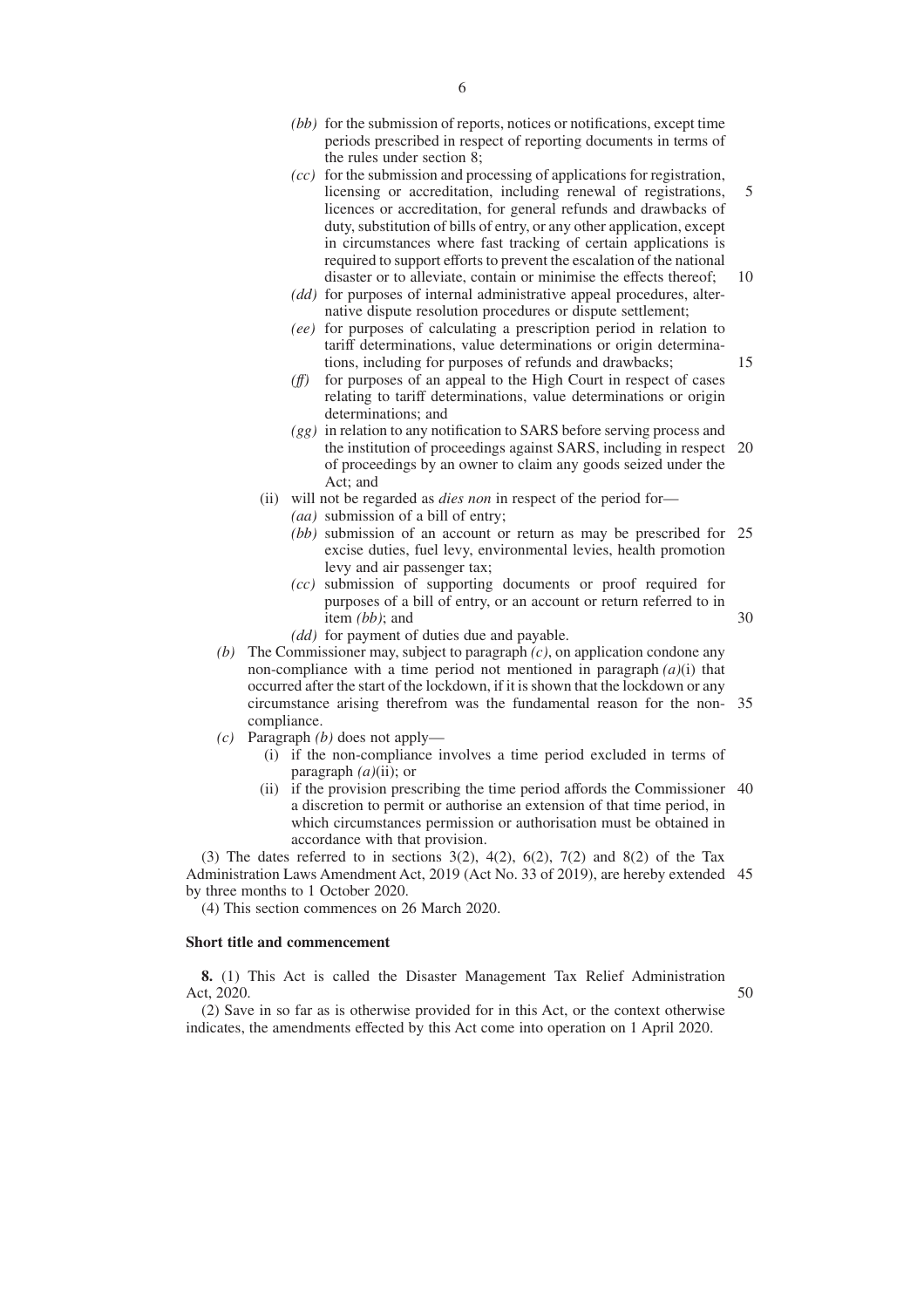*(bb)* for the submission of reports, notices or notifications, except time periods prescribed in respect of reporting documents in terms of the rules under section 8;

*(cc)* for the submission and processing of applications for registration, licensing or accreditation, including renewal of registrations, licences or accreditation, for general refunds and drawbacks of duty, substitution of bills of entry, or any other application, except in circumstances where fast tracking of certain applications is required to support efforts to prevent the escalation of the national disaster or to alleviate, contain or minimise the effects thereof;

*(dd)* for purposes of internal administrative appeal procedures, alternative dispute resolution procedures or dispute settlement;

*(ee)* for purposes of calculating a prescription period in relation to tariff determinations, value determinations or origin determinations, including for purposes of refunds and drawbacks;

*(ff)* for purposes of an appeal to the High Court in respect of cases relating to tariff determinations, value determinations or origin determinations; and

*(gg)* in relation to any notification to SARS before serving process and the institution of proceedings against SARS, including in respect of proceedings by an owner to claim any goods seized under the Act; and

(ii) will not be regarded as *dies non* in respect of the period for—

*(aa)* submission of a bill of entry;

*(bb)* submission of an account or return as may be prescribed for excise duties, fuel levy, environmental levies, health promotion levy and air passenger tax;

*(cc)* submission of supporting documents or proof required for purposes of a bill of entry, or an account or return referred to in item *(bb)*; and

*(dd)* for payment of duties due and payable.

*(b)* The Commissioner may, subject to paragraph *(c)*, on application condone any non-compliance with a time period not mentioned in paragraph *(a)*(i) that occurred after the start of the lockdown, if it is shown that the lockdown or any circumstance arising therefrom was the fundamental reason for the non-compliance.

*(c)* Paragraph *(b)* does not apply—

(i) if the non-compliance involves a time period excluded in terms of paragraph *(a)*(ii); or

(ii) if the provision prescribing the time period affords the Commissioner a discretion to permit or authorise an extension of that time period, in which circumstances permission or authorisation must be obtained in accordance with that provision.

(3) The dates referred to in sections 3(2), 4(2), 6(2), 7(2) and 8(2) of the Tax Administration Laws Amendment Act, 2019 (Act No. 33 of 2019), are hereby extended by three months to 1 October 2020.

(4) This section commences on 26 March 2020.

**Short title and commencement**

**8.** (1) This Act is called the Disaster Management Tax Relief Administration Act, 2020.

(2) Save in so far as is otherwise provided for in this Act, or the context otherwise indicates, the amendments effected by this Act come into operation on 1 April 2020.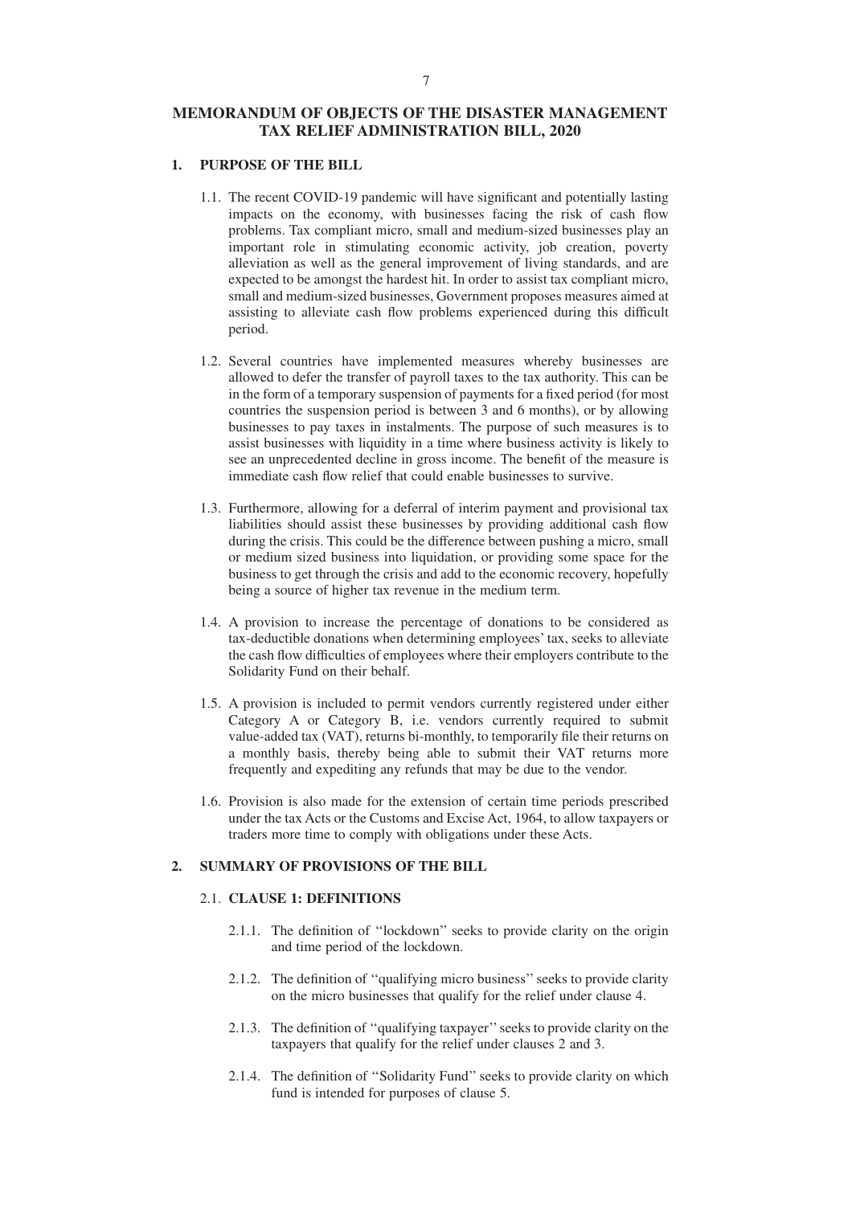# MEMORANDUM OF OBJECTS OF THE DISASTER MANAGEMENT TAX RELIEF ADMINISTRATION BILL, 2020

## 1. PURPOSE OF THE BILL

1.1. The recent COVID-19 pandemic will have significant and potentially lasting impacts on the economy, with businesses facing the risk of cash flow problems. Tax compliant micro, small and medium-sized businesses play an important role in stimulating economic activity, job creation, poverty alleviation as well as the general improvement of living standards, and are expected to be amongst the hardest hit. In order to assist tax compliant micro, small and medium-sized businesses, Government proposes measures aimed at assisting to alleviate cash flow problems experienced during this difficult period.

1.2. Several countries have implemented measures whereby businesses are allowed to defer the transfer of payroll taxes to the tax authority. This can be in the form of a temporary suspension of payments for a fixed period (for most countries the suspension period is between 3 and 6 months), or by allowing businesses to pay taxes in instalments. The purpose of such measures is to assist businesses with liquidity in a time where business activity is likely to see an unprecedented decline in gross income. The benefit of the measure is immediate cash flow relief that could enable businesses to survive.

1.3. Furthermore, allowing for a deferral of interim payment and provisional tax liabilities should assist these businesses by providing additional cash flow during the crisis. This could be the difference between pushing a micro, small or medium sized business into liquidation, or providing some space for the business to get through the crisis and add to the economic recovery, hopefully being a source of higher tax revenue in the medium term.

1.4. A provision to increase the percentage of donations to be considered as tax-deductible donations when determining employees' tax, seeks to alleviate the cash flow difficulties of employees where their employers contribute to the Solidarity Fund on their behalf.

1.5. A provision is included to permit vendors currently registered under either Category A or Category B, i.e. vendors currently required to submit value-added tax (VAT), returns bi-monthly, to temporarily file their returns on a monthly basis, thereby being able to submit their VAT returns more frequently and expediting any refunds that may be due to the vendor.

1.6. Provision is also made for the extension of certain time periods prescribed under the tax Acts or the Customs and Excise Act, 1964, to allow taxpayers or traders more time to comply with obligations under these Acts.

## 2. SUMMARY OF PROVISIONS OF THE BILL

### 2.1. CLAUSE 1: DEFINITIONS

2.1.1. The definition of ''lockdown'' seeks to provide clarity on the origin and time period of the lockdown.

2.1.2. The definition of ''qualifying micro business'' seeks to provide clarity on the micro businesses that qualify for the relief under clause 4.

2.1.3. The definition of ''qualifying taxpayer'' seeks to provide clarity on the taxpayers that qualify for the relief under clauses 2 and 3.

2.1.4. The definition of ''Solidarity Fund'' seeks to provide clarity on which fund is intended for purposes of clause 5.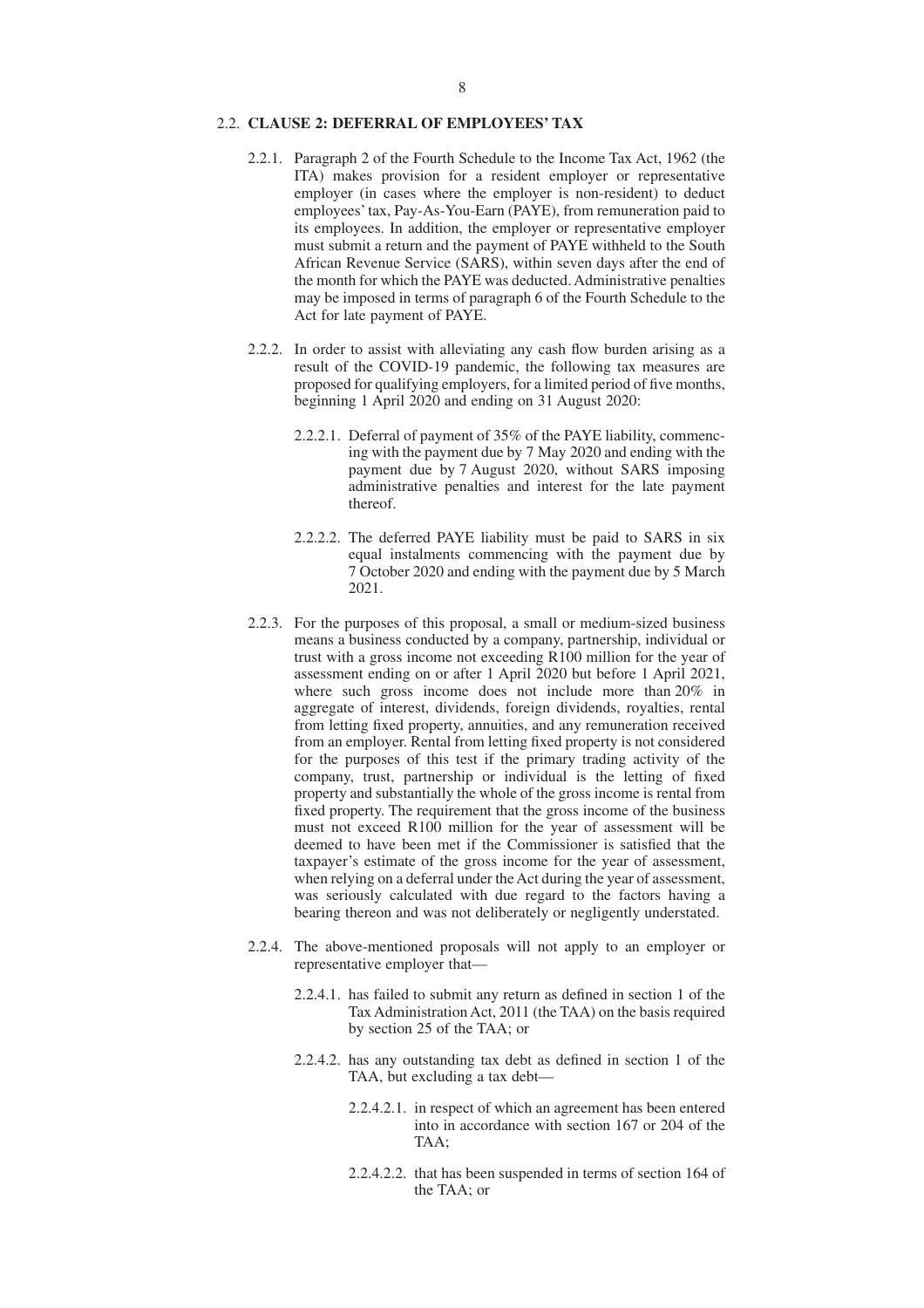## 2.2. CLAUSE 2: DEFERRAL OF EMPLOYEES' TAX

2.2.1. Paragraph 2 of the Fourth Schedule to the Income Tax Act, 1962 (the ITA) makes provision for a resident employer or representative employer (in cases where the employer is non-resident) to deduct employees' tax, Pay-As-You-Earn (PAYE), from remuneration paid to its employees. In addition, the employer or representative employer must submit a return and the payment of PAYE withheld to the South African Revenue Service (SARS), within seven days after the end of the month for which the PAYE was deducted. Administrative penalties may be imposed in terms of paragraph 6 of the Fourth Schedule to the Act for late payment of PAYE.

2.2.2. In order to assist with alleviating any cash flow burden arising as a result of the COVID-19 pandemic, the following tax measures are proposed for qualifying employers, for a limited period of five months, beginning 1 April 2020 and ending on 31 August 2020:

2.2.2.1. Deferral of payment of 35% of the PAYE liability, commencing with the payment due by 7 May 2020 and ending with the payment due by 7 August 2020, without SARS imposing administrative penalties and interest for the late payment thereof.

2.2.2.2. The deferred PAYE liability must be paid to SARS in six equal instalments commencing with the payment due by 7 October 2020 and ending with the payment due by 5 March 2021.

2.2.3. For the purposes of this proposal, a small or medium-sized business means a business conducted by a company, partnership, individual or trust with a gross income not exceeding R100 million for the year of assessment ending on or after 1 April 2020 but before 1 April 2021, where such gross income does not include more than 20% in aggregate of interest, dividends, foreign dividends, royalties, rental from letting fixed property, annuities, and any remuneration received from an employer. Rental from letting fixed property is not considered for the purposes of this test if the primary trading activity of the company, trust, partnership or individual is the letting of fixed property and substantially the whole of the gross income is rental from fixed property. The requirement that the gross income of the business must not exceed R100 million for the year of assessment will be deemed to have been met if the Commissioner is satisfied that the taxpayer's estimate of the gross income for the year of assessment, when relying on a deferral under the Act during the year of assessment, was seriously calculated with due regard to the factors having a bearing thereon and was not deliberately or negligently understated.

2.2.4. The above-mentioned proposals will not apply to an employer or representative employer that—

2.2.4.1. has failed to submit any return as defined in section 1 of the Tax Administration Act, 2011 (the TAA) on the basis required by section 25 of the TAA; or

2.2.4.2. has any outstanding tax debt as defined in section 1 of the TAA, but excluding a tax debt—

2.2.4.2.1. in respect of which an agreement has been entered into in accordance with section 167 or 204 of the TAA;

2.2.4.2.2. that has been suspended in terms of section 164 of the TAA; or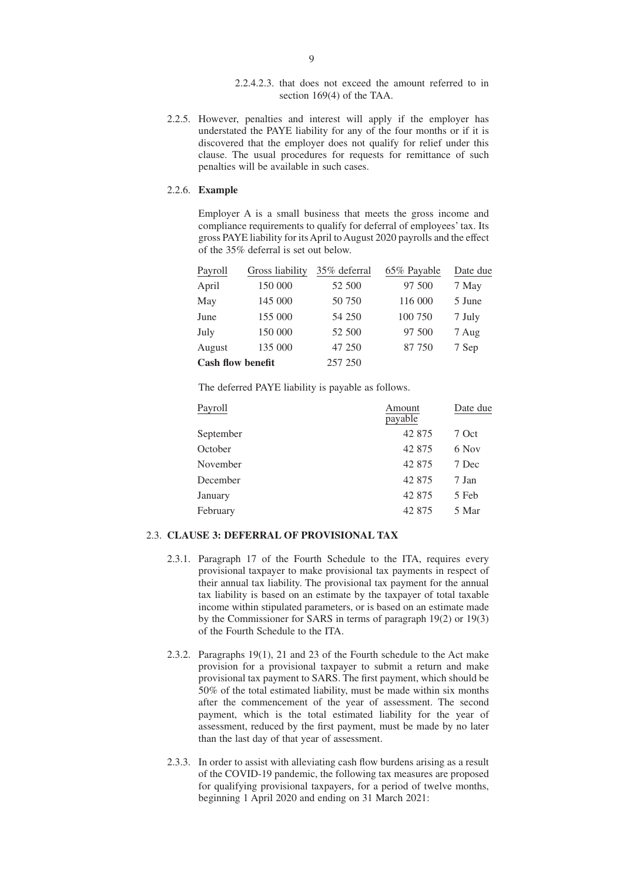2.2.4.2.3. that does not exceed the amount referred to in section 169(4) of the TAA.

2.2.5. However, penalties and interest will apply if the employer has understated the PAYE liability for any of the four months or if it is discovered that the employer does not qualify for relief under this clause. The usual procedures for requests for remittance of such penalties will be available in such cases.

2.2.6. **Example**

Employer A is a small business that meets the gross income and compliance requirements to qualify for deferral of employees' tax. Its gross PAYE liability for its April to August 2020 payrolls and the effect of the 35% deferral is set out below.

| Payroll | Gross liability | 35% deferral | 65% Payable | Date due |
|---|---|---|---|---|
| April | 150 000 | 52 500 | 97 500 | 7 May |
| May | 145 000 | 50 750 | 116 000 | 5 June |
| June | 155 000 | 54 250 | 100 750 | 7 July |
| July | 150 000 | 52 500 | 97 500 | 7 Aug |
| August | 135 000 | 47 250 | 87 750 | 7 Sep |
| **Cash flow benefit** | | 257 250 | | |

The deferred PAYE liability is payable as follows.

| Payroll | Amount payable | Date due |
|---|---|---|
| September | 42 875 | 7 Oct |
| October | 42 875 | 6 Nov |
| November | 42 875 | 7 Dec |
| December | 42 875 | 7 Jan |
| January | 42 875 | 5 Feb |
| February | 42 875 | 5 Mar |

2.3. **CLAUSE 3: DEFERRAL OF PROVISIONAL TAX**

2.3.1. Paragraph 17 of the Fourth Schedule to the ITA, requires every provisional taxpayer to make provisional tax payments in respect of their annual tax liability. The provisional tax payment for the annual tax liability is based on an estimate by the taxpayer of total taxable income within stipulated parameters, or is based on an estimate made by the Commissioner for SARS in terms of paragraph 19(2) or 19(3) of the Fourth Schedule to the ITA.

2.3.2. Paragraphs 19(1), 21 and 23 of the Fourth schedule to the Act make provision for a provisional taxpayer to submit a return and make provisional tax payment to SARS. The first payment, which should be 50% of the total estimated liability, must be made within six months after the commencement of the year of assessment. The second payment, which is the total estimated liability for the year of assessment, reduced by the first payment, must be made by no later than the last day of that year of assessment.

2.3.3. In order to assist with alleviating cash flow burdens arising as a result of the COVID-19 pandemic, the following tax measures are proposed for qualifying provisional taxpayers, for a period of twelve months, beginning 1 April 2020 and ending on 31 March 2021: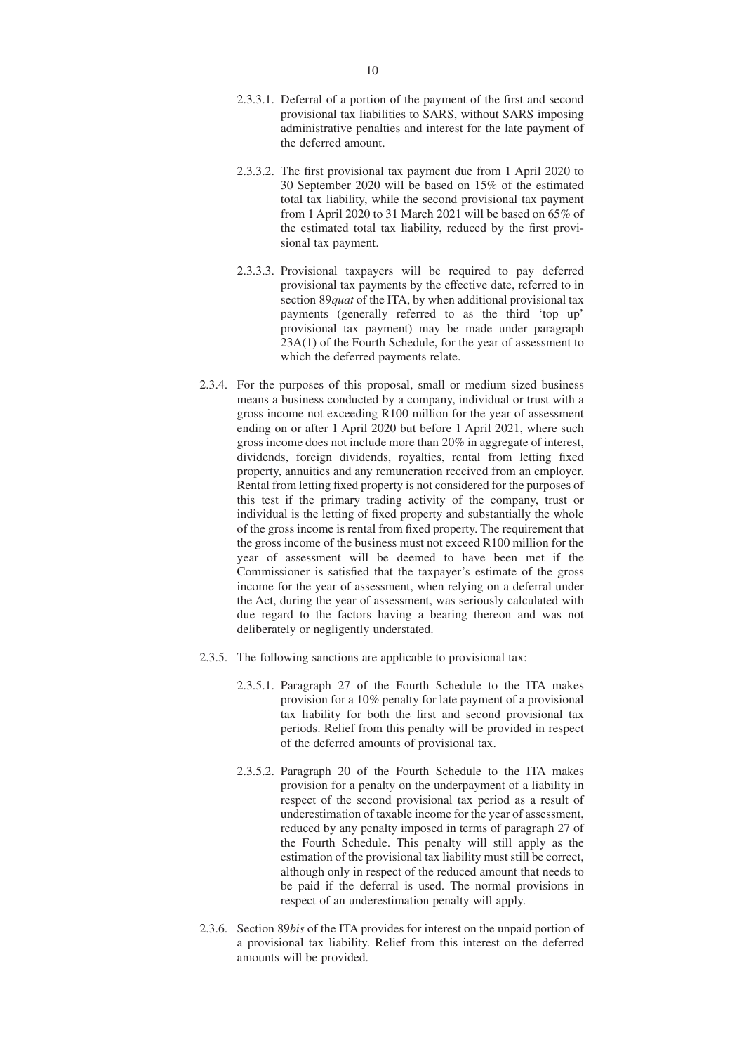2.3.3.1. Deferral of a portion of the payment of the first and second provisional tax liabilities to SARS, without SARS imposing administrative penalties and interest for the late payment of the deferred amount.

2.3.3.2. The first provisional tax payment due from 1 April 2020 to 30 September 2020 will be based on 15% of the estimated total tax liability, while the second provisional tax payment from 1 April 2020 to 31 March 2021 will be based on 65% of the estimated total tax liability, reduced by the first provisional tax payment.

2.3.3.3. Provisional taxpayers will be required to pay deferred provisional tax payments by the effective date, referred to in section 89*quat* of the ITA, by when additional provisional tax payments (generally referred to as the third 'top up' provisional tax payment) may be made under paragraph 23A(1) of the Fourth Schedule, for the year of assessment to which the deferred payments relate.

2.3.4. For the purposes of this proposal, small or medium sized business means a business conducted by a company, individual or trust with a gross income not exceeding R100 million for the year of assessment ending on or after 1 April 2020 but before 1 April 2021, where such gross income does not include more than 20% in aggregate of interest, dividends, foreign dividends, royalties, rental from letting fixed property, annuities and any remuneration received from an employer. Rental from letting fixed property is not considered for the purposes of this test if the primary trading activity of the company, trust or individual is the letting of fixed property and substantially the whole of the gross income is rental from fixed property. The requirement that the gross income of the business must not exceed R100 million for the year of assessment will be deemed to have been met if the Commissioner is satisfied that the taxpayer's estimate of the gross income for the year of assessment, when relying on a deferral under the Act, during the year of assessment, was seriously calculated with due regard to the factors having a bearing thereon and was not deliberately or negligently understated.

2.3.5. The following sanctions are applicable to provisional tax:

2.3.5.1. Paragraph 27 of the Fourth Schedule to the ITA makes provision for a 10% penalty for late payment of a provisional tax liability for both the first and second provisional tax periods. Relief from this penalty will be provided in respect of the deferred amounts of provisional tax.

2.3.5.2. Paragraph 20 of the Fourth Schedule to the ITA makes provision for a penalty on the underpayment of a liability in respect of the second provisional tax period as a result of underestimation of taxable income for the year of assessment, reduced by any penalty imposed in terms of paragraph 27 of the Fourth Schedule. This penalty will still apply as the estimation of the provisional tax liability must still be correct, although only in respect of the reduced amount that needs to be paid if the deferral is used. The normal provisions in respect of an underestimation penalty will apply.

2.3.6. Section 89*bis* of the ITA provides for interest on the unpaid portion of a provisional tax liability. Relief from this interest on the deferred amounts will be provided.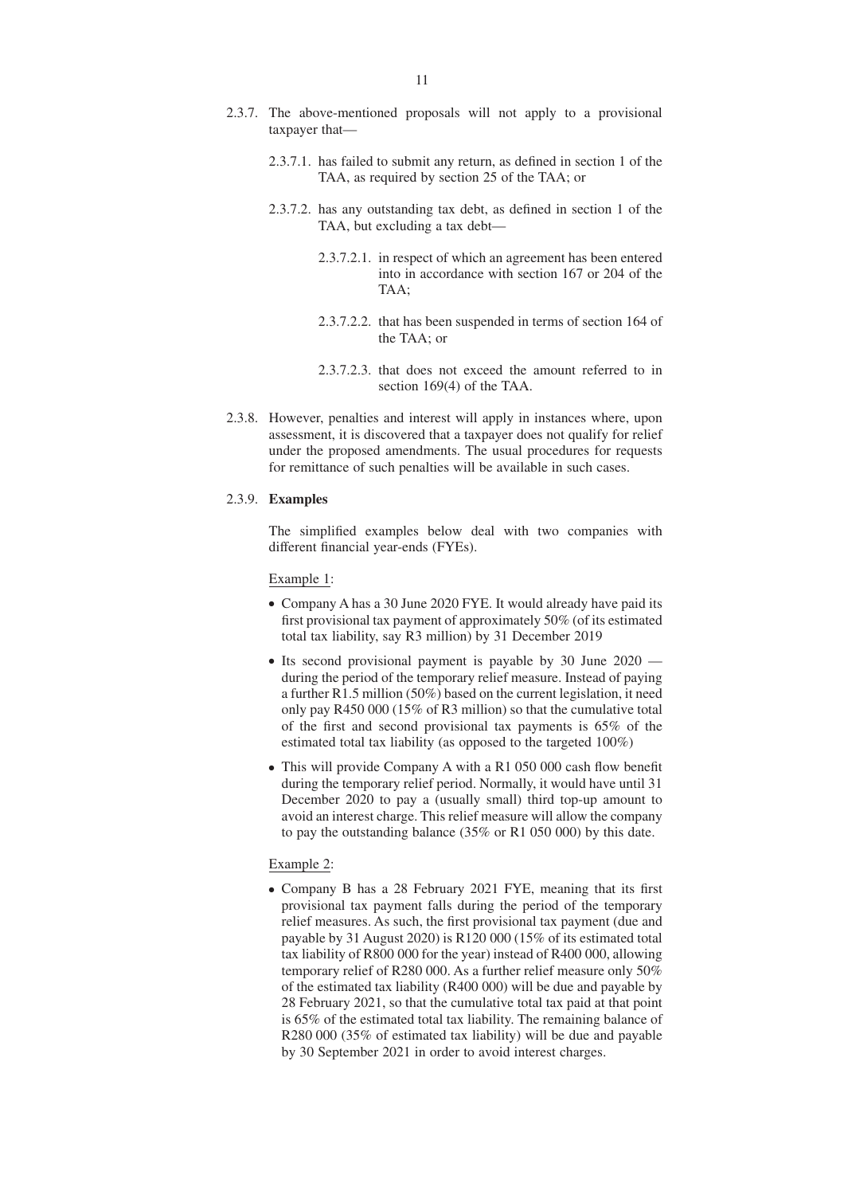2.3.7. The above-mentioned proposals will not apply to a provisional taxpayer that—

- 2.3.7.1. has failed to submit any return, as defined in section 1 of the TAA, as required by section 25 of the TAA; or

- 2.3.7.2. has any outstanding tax debt, as defined in section 1 of the TAA, but excluding a tax debt—

  - 2.3.7.2.1. in respect of which an agreement has been entered into in accordance with section 167 or 204 of the TAA;

  - 2.3.7.2.2. that has been suspended in terms of section 164 of the TAA; or

  - 2.3.7.2.3. that does not exceed the amount referred to in section 169(4) of the TAA.

2.3.8. However, penalties and interest will apply in instances where, upon assessment, it is discovered that a taxpayer does not qualify for relief under the proposed amendments. The usual procedures for requests for remittance of such penalties will be available in such cases.

2.3.9. **Examples**

The simplified examples below deal with two companies with different financial year-ends (FYEs).

Example 1:

- Company A has a 30 June 2020 FYE. It would already have paid its first provisional tax payment of approximately 50% (of its estimated total tax liability, say R3 million) by 31 December 2019
- Its second provisional payment is payable by 30 June 2020 — during the period of the temporary relief measure. Instead of paying a further R1.5 million (50%) based on the current legislation, it need only pay R450 000 (15% of R3 million) so that the cumulative total of the first and second provisional tax payments is 65% of the estimated total tax liability (as opposed to the targeted 100%)
- This will provide Company A with a R1 050 000 cash flow benefit during the temporary relief period. Normally, it would have until 31 December 2020 to pay a (usually small) third top-up amount to avoid an interest charge. This relief measure will allow the company to pay the outstanding balance (35% or R1 050 000) by this date.

Example 2:

- Company B has a 28 February 2021 FYE, meaning that its first provisional tax payment falls during the period of the temporary relief measures. As such, the first provisional tax payment (due and payable by 31 August 2020) is R120 000 (15% of its estimated total tax liability of R800 000 for the year) instead of R400 000, allowing temporary relief of R280 000. As a further relief measure only 50% of the estimated tax liability (R400 000) will be due and payable by 28 February 2021, so that the cumulative total tax paid at that point is 65% of the estimated total tax liability. The remaining balance of R280 000 (35% of estimated tax liability) will be due and payable by 30 September 2021 in order to avoid interest charges.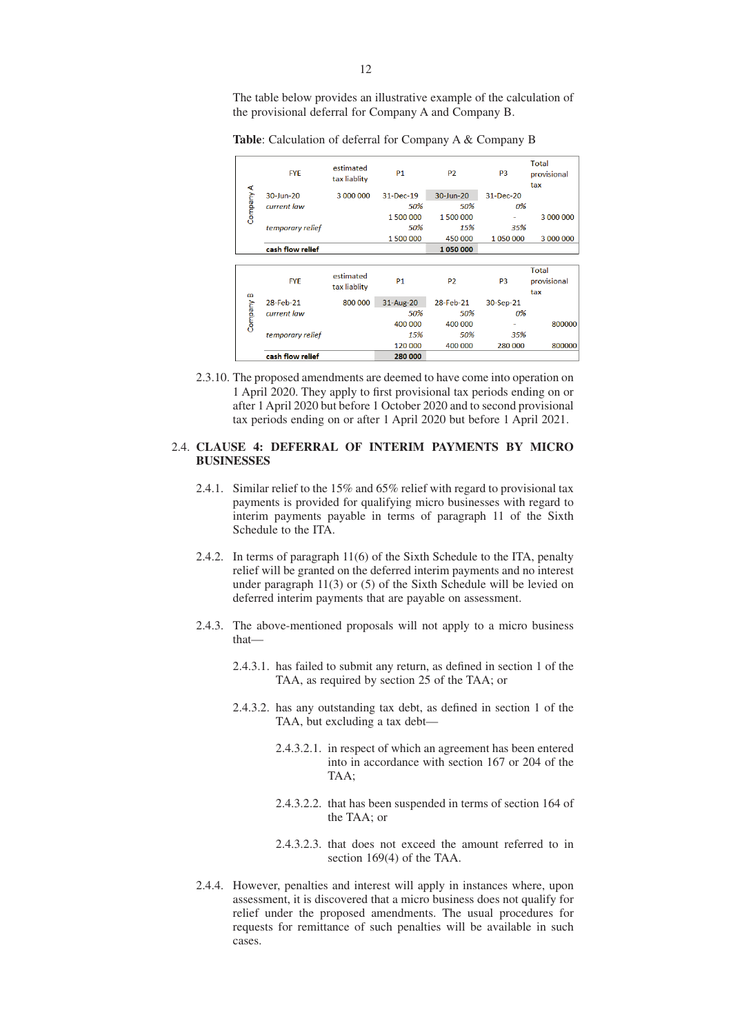The table below provides an illustrative example of the calculation of the provisional deferral for Company A and Company B.

**Table**: Calculation of deferral for Company A & Company B

| | FYE | estimated tax liablity | P1 | P2 | P3 | Total provisional tax |
|---|---|---|---|---|---|---|
| Company A | 30-Jun-20 | 3 000 000 | 31-Dec-19 | 30-Jun-20 | 31-Dec-20 | |
| | *current law* | | *50%* | *50%* | *0%* | |
| | | | 1 500 000 | 1 500 000 | - | 3 000 000 |
| | *temporary relief* | | *50%* | *15%* | *35%* | |
| | | | 1 500 000 | 450 000 | 1 050 000 | 3 000 000 |
| | **cash flow relief** | | | **1 050 000** | | |

| | FYE | estimated tax liablity | P1 | P2 | P3 | Total provisional tax |
|---|---|---|---|---|---|---|
| Company B | 28-Feb-21 | 800 000 | 31-Aug-20 | 28-Feb-21 | 30-Sep-21 | |
| | *current law* | | *50%* | *50%* | *0%* | |
| | | | 400 000 | 400 000 | - | 800000 |
| | *temporary relief* | | *15%* | *50%* | *35%* | |
| | | | 120 000 | 400 000 | 280 000 | 800000 |
| | **cash flow relief** | | **280 000** | | | |

2.3.10. The proposed amendments are deemed to have come into operation on 1 April 2020. They apply to first provisional tax periods ending on or after 1 April 2020 but before 1 October 2020 and to second provisional tax periods ending on or after 1 April 2020 but before 1 April 2021.

## 2.4. CLAUSE 4: DEFERRAL OF INTERIM PAYMENTS BY MICRO BUSINESSES

2.4.1. Similar relief to the 15% and 65% relief with regard to provisional tax payments is provided for qualifying micro businesses with regard to interim payments payable in terms of paragraph 11 of the Sixth Schedule to the ITA.

2.4.2. In terms of paragraph 11(6) of the Sixth Schedule to the ITA, penalty relief will be granted on the deferred interim payments and no interest under paragraph 11(3) or (5) of the Sixth Schedule will be levied on deferred interim payments that are payable on assessment.

2.4.3. The above-mentioned proposals will not apply to a micro business that—

2.4.3.1. has failed to submit any return, as defined in section 1 of the TAA, as required by section 25 of the TAA; or

2.4.3.2. has any outstanding tax debt, as defined in section 1 of the TAA, but excluding a tax debt—

2.4.3.2.1. in respect of which an agreement has been entered into in accordance with section 167 or 204 of the TAA;

2.4.3.2.2. that has been suspended in terms of section 164 of the TAA; or

2.4.3.2.3. that does not exceed the amount referred to in section 169(4) of the TAA.

2.4.4. However, penalties and interest will apply in instances where, upon assessment, it is discovered that a micro business does not qualify for relief under the proposed amendments. The usual procedures for requests for remittance of such penalties will be available in such cases.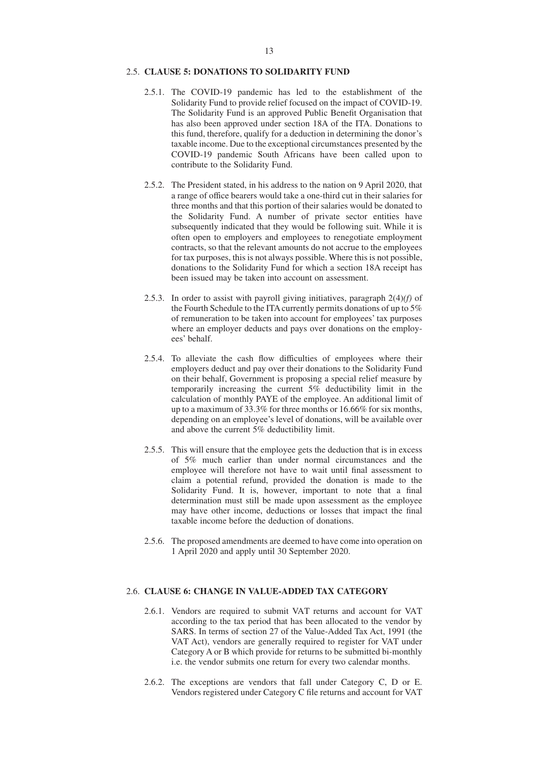## 2.5. CLAUSE 5: DONATIONS TO SOLIDARITY FUND

2.5.1. The COVID-19 pandemic has led to the establishment of the Solidarity Fund to provide relief focused on the impact of COVID-19. The Solidarity Fund is an approved Public Benefit Organisation that has also been approved under section 18A of the ITA. Donations to this fund, therefore, qualify for a deduction in determining the donor's taxable income. Due to the exceptional circumstances presented by the COVID-19 pandemic South Africans have been called upon to contribute to the Solidarity Fund.

2.5.2. The President stated, in his address to the nation on 9 April 2020, that a range of office bearers would take a one-third cut in their salaries for three months and that this portion of their salaries would be donated to the Solidarity Fund. A number of private sector entities have subsequently indicated that they would be following suit. While it is often open to employers and employees to renegotiate employment contracts, so that the relevant amounts do not accrue to the employees for tax purposes, this is not always possible. Where this is not possible, donations to the Solidarity Fund for which a section 18A receipt has been issued may be taken into account on assessment.

2.5.3. In order to assist with payroll giving initiatives, paragraph 2(4)*(f)* of the Fourth Schedule to the ITA currently permits donations of up to 5% of remuneration to be taken into account for employees' tax purposes where an employer deducts and pays over donations on the employees' behalf.

2.5.4. To alleviate the cash flow difficulties of employees where their employers deduct and pay over their donations to the Solidarity Fund on their behalf, Government is proposing a special relief measure by temporarily increasing the current 5% deductibility limit in the calculation of monthly PAYE of the employee. An additional limit of up to a maximum of 33.3% for three months or 16.66% for six months, depending on an employee's level of donations, will be available over and above the current 5% deductibility limit.

2.5.5. This will ensure that the employee gets the deduction that is in excess of 5% much earlier than under normal circumstances and the employee will therefore not have to wait until final assessment to claim a potential refund, provided the donation is made to the Solidarity Fund. It is, however, important to note that a final determination must still be made upon assessment as the employee may have other income, deductions or losses that impact the final taxable income before the deduction of donations.

2.5.6. The proposed amendments are deemed to have come into operation on 1 April 2020 and apply until 30 September 2020.

## 2.6. CLAUSE 6: CHANGE IN VALUE-ADDED TAX CATEGORY

2.6.1. Vendors are required to submit VAT returns and account for VAT according to the tax period that has been allocated to the vendor by SARS. In terms of section 27 of the Value-Added Tax Act, 1991 (the VAT Act), vendors are generally required to register for VAT under Category A or B which provide for returns to be submitted bi-monthly i.e. the vendor submits one return for every two calendar months.

2.6.2. The exceptions are vendors that fall under Category C, D or E. Vendors registered under Category C file returns and account for VAT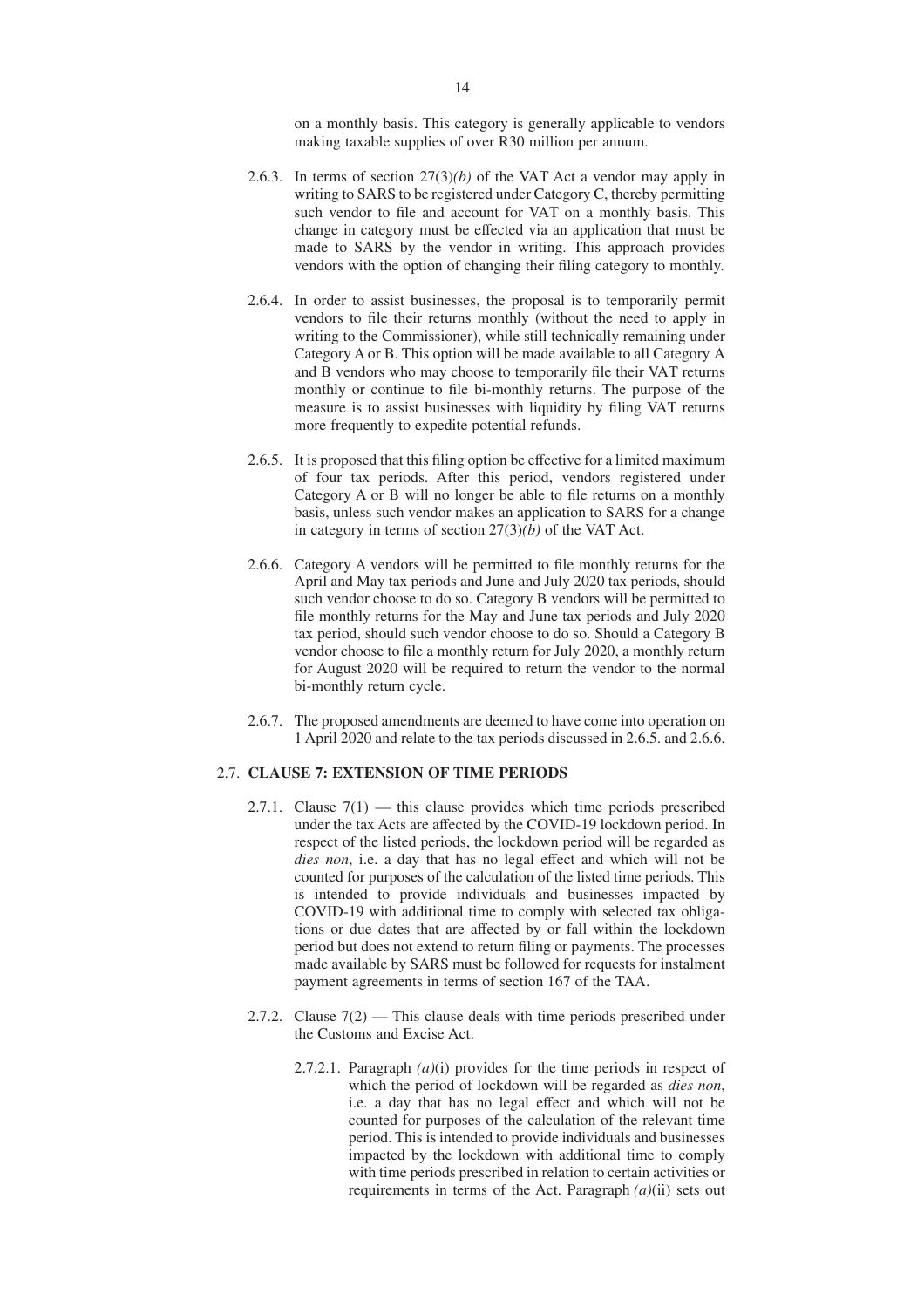on a monthly basis. This category is generally applicable to vendors making taxable supplies of over R30 million per annum.

2.6.3. In terms of section 27(3)*(b)* of the VAT Act a vendor may apply in writing to SARS to be registered under Category C, thereby permitting such vendor to file and account for VAT on a monthly basis. This change in category must be effected via an application that must be made to SARS by the vendor in writing. This approach provides vendors with the option of changing their filing category to monthly.

2.6.4. In order to assist businesses, the proposal is to temporarily permit vendors to file their returns monthly (without the need to apply in writing to the Commissioner), while still technically remaining under Category A or B. This option will be made available to all Category A and B vendors who may choose to temporarily file their VAT returns monthly or continue to file bi-monthly returns. The purpose of the measure is to assist businesses with liquidity by filing VAT returns more frequently to expedite potential refunds.

2.6.5. It is proposed that this filing option be effective for a limited maximum of four tax periods. After this period, vendors registered under Category A or B will no longer be able to file returns on a monthly basis, unless such vendor makes an application to SARS for a change in category in terms of section 27(3)*(b)* of the VAT Act.

2.6.6. Category A vendors will be permitted to file monthly returns for the April and May tax periods and June and July 2020 tax periods, should such vendor choose to do so. Category B vendors will be permitted to file monthly returns for the May and June tax periods and July 2020 tax period, should such vendor choose to do so. Should a Category B vendor choose to file a monthly return for July 2020, a monthly return for August 2020 will be required to return the vendor to the normal bi-monthly return cycle.

2.6.7. The proposed amendments are deemed to have come into operation on 1 April 2020 and relate to the tax periods discussed in 2.6.5. and 2.6.6.

## 2.7. CLAUSE 7: EXTENSION OF TIME PERIODS

2.7.1. Clause 7(1) — this clause provides which time periods prescribed under the tax Acts are affected by the COVID-19 lockdown period. In respect of the listed periods, the lockdown period will be regarded as *dies non*, i.e. a day that has no legal effect and which will not be counted for purposes of the calculation of the listed time periods. This is intended to provide individuals and businesses impacted by COVID-19 with additional time to comply with selected tax obligations or due dates that are affected by or fall within the lockdown period but does not extend to return filing or payments. The processes made available by SARS must be followed for requests for instalment payment agreements in terms of section 167 of the TAA.

2.7.2. Clause 7(2) — This clause deals with time periods prescribed under the Customs and Excise Act.

2.7.2.1. Paragraph *(a)*(i) provides for the time periods in respect of which the period of lockdown will be regarded as *dies non*, i.e. a day that has no legal effect and which will not be counted for purposes of the calculation of the relevant time period. This is intended to provide individuals and businesses impacted by the lockdown with additional time to comply with time periods prescribed in relation to certain activities or requirements in terms of the Act. Paragraph *(a)*(ii) sets out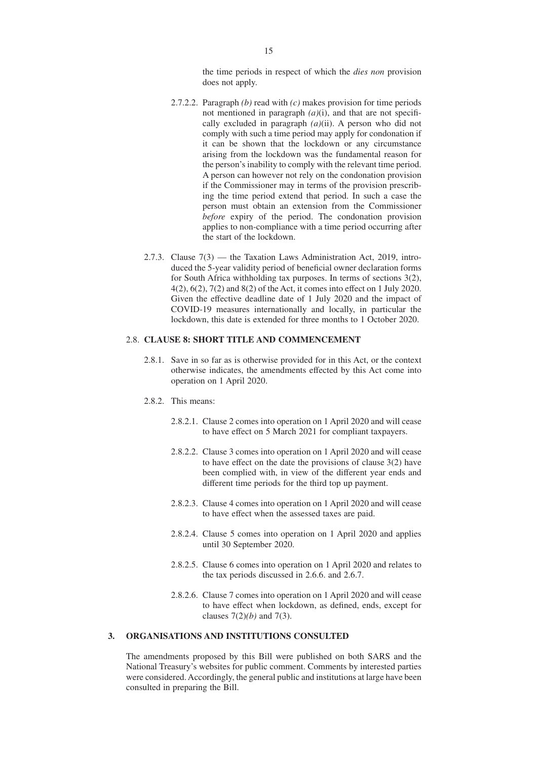the time periods in respect of which the *dies non* provision does not apply.

2.7.2.2. Paragraph *(b)* read with *(c)* makes provision for time periods not mentioned in paragraph *(a)*(i), and that are not specifically excluded in paragraph *(a)*(ii). A person who did not comply with such a time period may apply for condonation if it can be shown that the lockdown or any circumstance arising from the lockdown was the fundamental reason for the person's inability to comply with the relevant time period. A person can however not rely on the condonation provision if the Commissioner may in terms of the provision prescribing the time period extend that period. In such a case the person must obtain an extension from the Commissioner *before* expiry of the period. The condonation provision applies to non-compliance with a time period occurring after the start of the lockdown.

2.7.3. Clause 7(3) — the Taxation Laws Administration Act, 2019, introduced the 5-year validity period of beneficial owner declaration forms for South Africa withholding tax purposes. In terms of sections 3(2), 4(2), 6(2), 7(2) and 8(2) of the Act, it comes into effect on 1 July 2020. Given the effective deadline date of 1 July 2020 and the impact of COVID-19 measures internationally and locally, in particular the lockdown, this date is extended for three months to 1 October 2020.

2.8. **CLAUSE 8: SHORT TITLE AND COMMENCEMENT**

2.8.1. Save in so far as is otherwise provided for in this Act, or the context otherwise indicates, the amendments effected by this Act come into operation on 1 April 2020.

2.8.2. This means:

2.8.2.1. Clause 2 comes into operation on 1 April 2020 and will cease to have effect on 5 March 2021 for compliant taxpayers.

2.8.2.2. Clause 3 comes into operation on 1 April 2020 and will cease to have effect on the date the provisions of clause 3(2) have been complied with, in view of the different year ends and different time periods for the third top up payment.

2.8.2.3. Clause 4 comes into operation on 1 April 2020 and will cease to have effect when the assessed taxes are paid.

2.8.2.4. Clause 5 comes into operation on 1 April 2020 and applies until 30 September 2020.

2.8.2.5. Clause 6 comes into operation on 1 April 2020 and relates to the tax periods discussed in 2.6.6. and 2.6.7.

2.8.2.6. Clause 7 comes into operation on 1 April 2020 and will cease to have effect when lockdown, as defined, ends, except for clauses 7(2)*(b)* and 7(3).

## 3. ORGANISATIONS AND INSTITUTIONS CONSULTED

The amendments proposed by this Bill were published on both SARS and the National Treasury's websites for public comment. Comments by interested parties were considered. Accordingly, the general public and institutions at large have been consulted in preparing the Bill.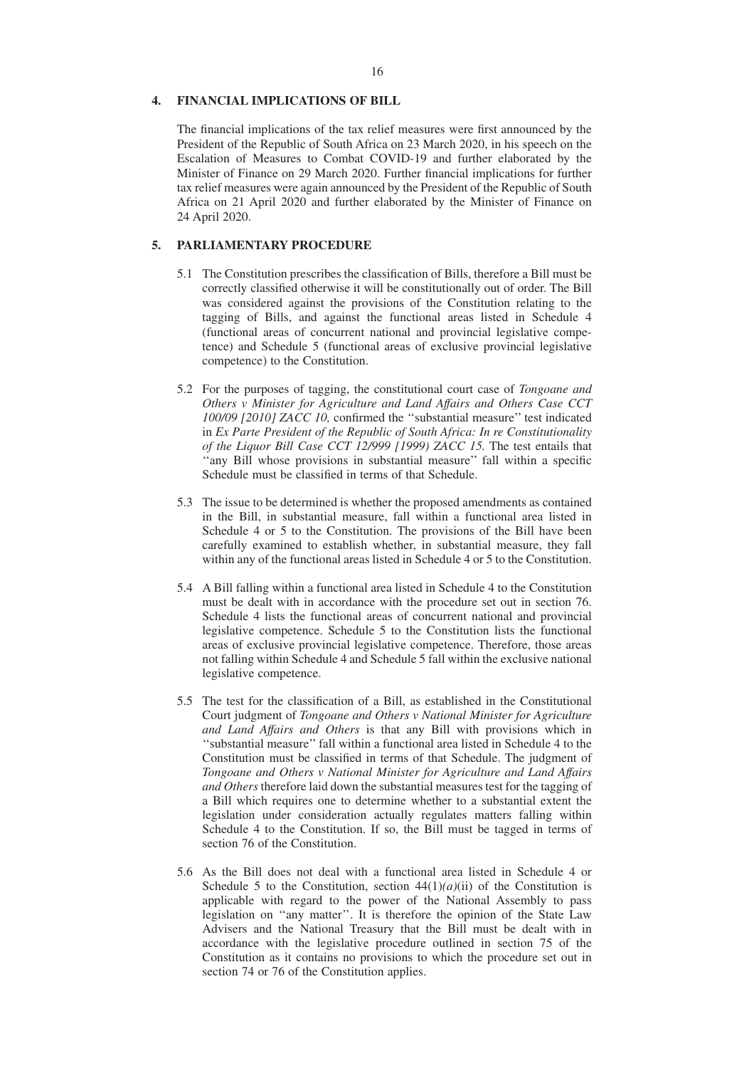## 4. FINANCIAL IMPLICATIONS OF BILL

The financial implications of the tax relief measures were first announced by the President of the Republic of South Africa on 23 March 2020, in his speech on the Escalation of Measures to Combat COVID-19 and further elaborated by the Minister of Finance on 29 March 2020. Further financial implications for further tax relief measures were again announced by the President of the Republic of South Africa on 21 April 2020 and further elaborated by the Minister of Finance on 24 April 2020.

## 5. PARLIAMENTARY PROCEDURE

5.1 The Constitution prescribes the classification of Bills, therefore a Bill must be correctly classified otherwise it will be constitutionally out of order. The Bill was considered against the provisions of the Constitution relating to the tagging of Bills, and against the functional areas listed in Schedule 4 (functional areas of concurrent national and provincial legislative competence) and Schedule 5 (functional areas of exclusive provincial legislative competence) to the Constitution.

5.2 For the purposes of tagging, the constitutional court case of *Tongoane and Others v Minister for Agriculture and Land Affairs and Others Case CCT 100/09 [2010] ZACC 10,* confirmed the ''substantial measure'' test indicated in *Ex Parte President of the Republic of South Africa: In re Constitutionality of the Liquor Bill Case CCT 12/999 [1999) ZACC 15.* The test entails that ''any Bill whose provisions in substantial measure'' fall within a specific Schedule must be classified in terms of that Schedule.

5.3 The issue to be determined is whether the proposed amendments as contained in the Bill, in substantial measure, fall within a functional area listed in Schedule 4 or 5 to the Constitution. The provisions of the Bill have been carefully examined to establish whether, in substantial measure, they fall within any of the functional areas listed in Schedule 4 or 5 to the Constitution.

5.4 A Bill falling within a functional area listed in Schedule 4 to the Constitution must be dealt with in accordance with the procedure set out in section 76. Schedule 4 lists the functional areas of concurrent national and provincial legislative competence. Schedule 5 to the Constitution lists the functional areas of exclusive provincial legislative competence. Therefore, those areas not falling within Schedule 4 and Schedule 5 fall within the exclusive national legislative competence.

5.5 The test for the classification of a Bill, as established in the Constitutional Court judgment of *Tongoane and Others v National Minister for Agriculture and Land Affairs and Others* is that any Bill with provisions which in ''substantial measure'' fall within a functional area listed in Schedule 4 to the Constitution must be classified in terms of that Schedule. The judgment of *Tongoane and Others v National Minister for Agriculture and Land Affairs and Others* therefore laid down the substantial measures test for the tagging of a Bill which requires one to determine whether to a substantial extent the legislation under consideration actually regulates matters falling within Schedule 4 to the Constitution. If so, the Bill must be tagged in terms of section 76 of the Constitution.

5.6 As the Bill does not deal with a functional area listed in Schedule 4 or Schedule 5 to the Constitution, section 44(1)*(a)*(ii) of the Constitution is applicable with regard to the power of the National Assembly to pass legislation on ''any matter''. It is therefore the opinion of the State Law Advisers and the National Treasury that the Bill must be dealt with in accordance with the legislative procedure outlined in section 75 of the Constitution as it contains no provisions to which the procedure set out in section 74 or 76 of the Constitution applies.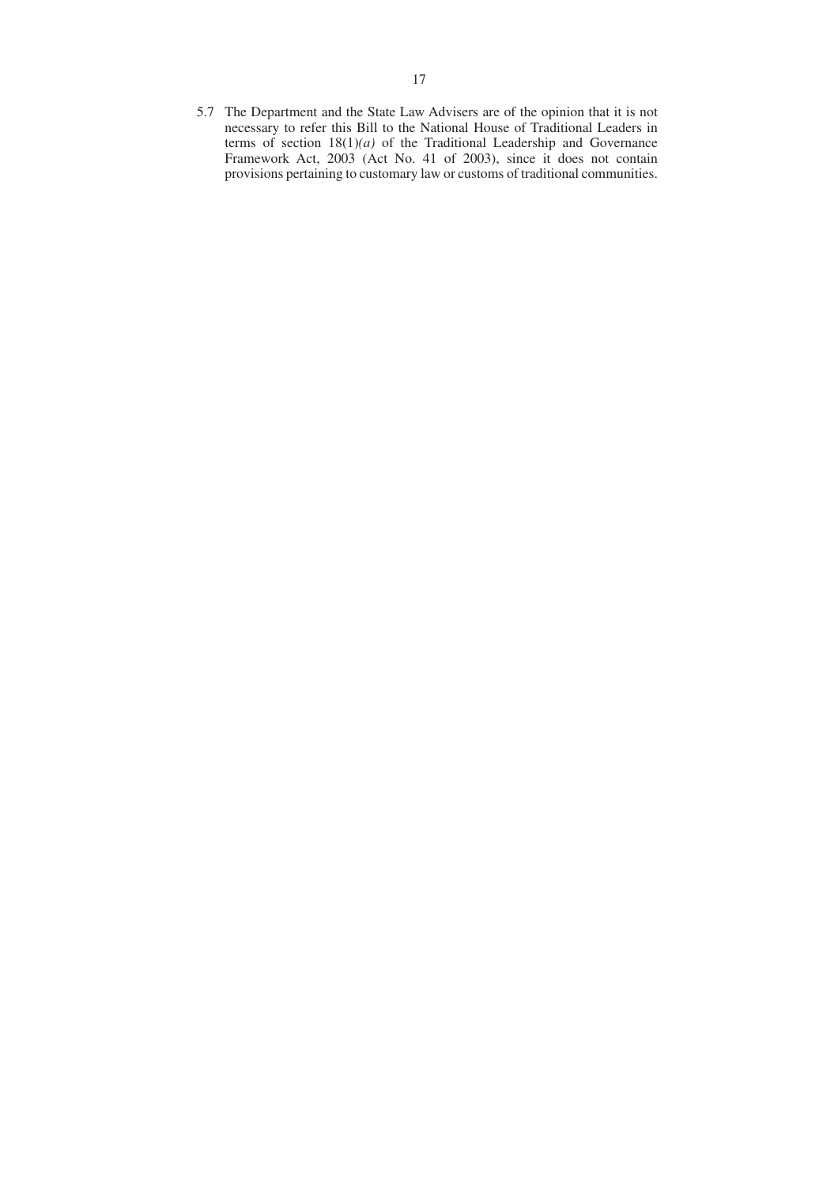5.7 The Department and the State Law Advisers are of the opinion that it is not necessary to refer this Bill to the National House of Traditional Leaders in terms of section 18(1)*(a)* of the Traditional Leadership and Governance Framework Act, 2003 (Act No. 41 of 2003), since it does not contain provisions pertaining to customary law or customs of traditional communities.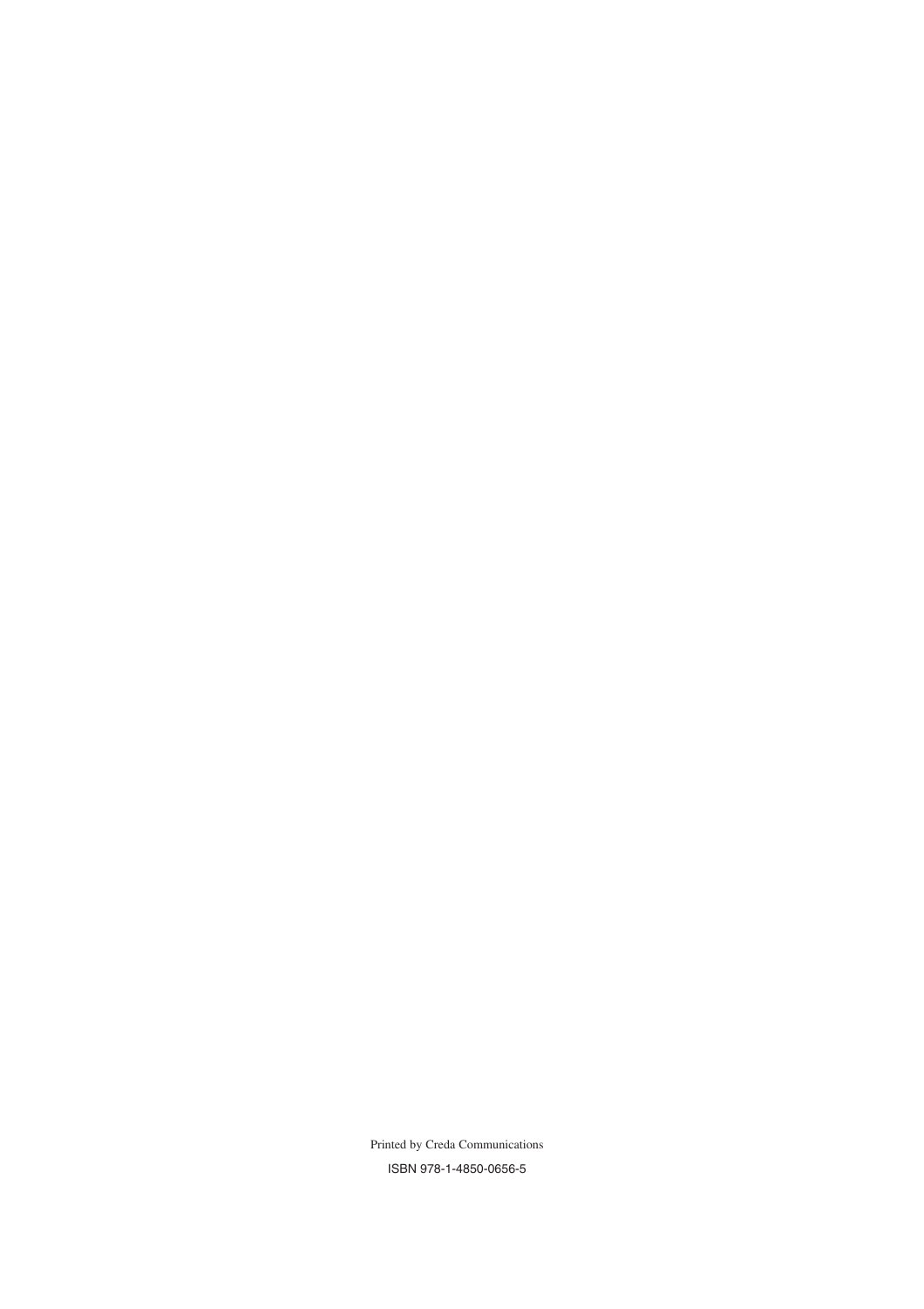Printed by Creda Communications

ISBN 978-1-4850-0656-5